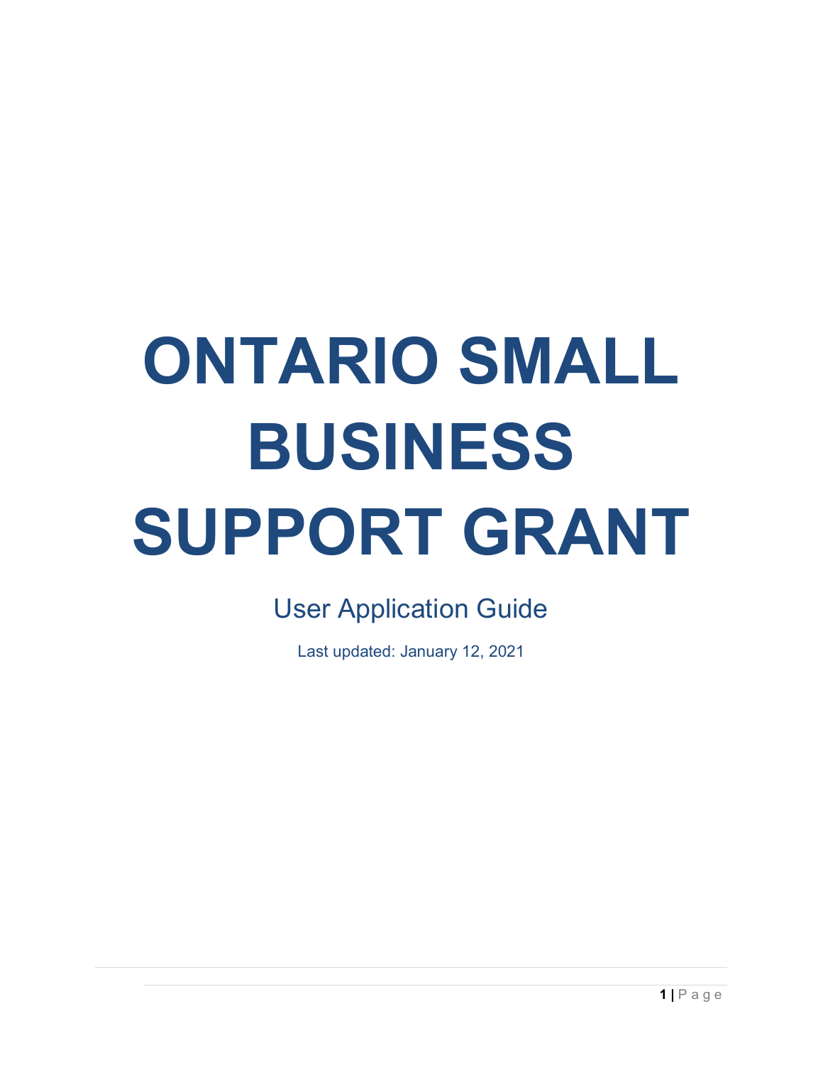# ONTARIO SMALL BUSINESS SUPPORT GRANT

User Application Guide

Last updated: January 12, 2021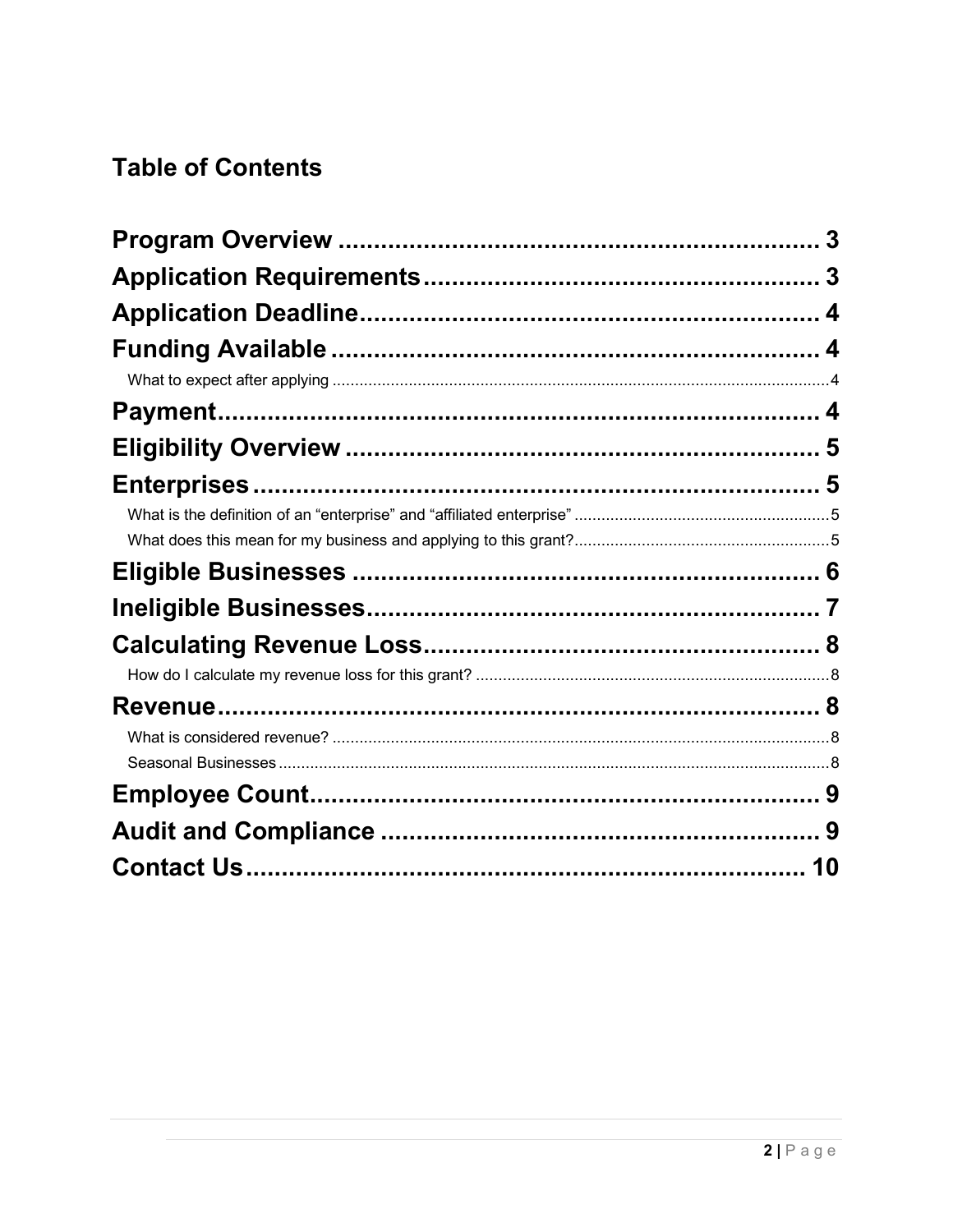## Table of Contents

**Program Overview** ........................................ 3

**Application Requirements** ........................................ 3

**Application Deadline** ........................................ 4

**Funding Available** ........................................ 4

- What to expect after applying ........................................ 4

**Payment** ........................................ 4

**Eligibility Overview** ........................................ 5

**Enterprises** ........................................ 5

- What is the definition of an “enterprise” and “affiliated enterprise” ........................................ 5
- What does this mean for my business and applying to this grant? ........................................ 5

**Eligible Businesses** ........................................ 6

**Ineligible Businesses** ........................................ 7

**Calculating Revenue Loss** ........................................ 8

- How do I calculate my revenue loss for this grant? ........................................ 8

**Revenue** ........................................ 8

- What is considered revenue? ........................................ 8
- Seasonal Businesses ........................................ 8

**Employee Count** ........................................ 9

**Audit and Compliance** ........................................ 9

**Contact Us** ........................................ 10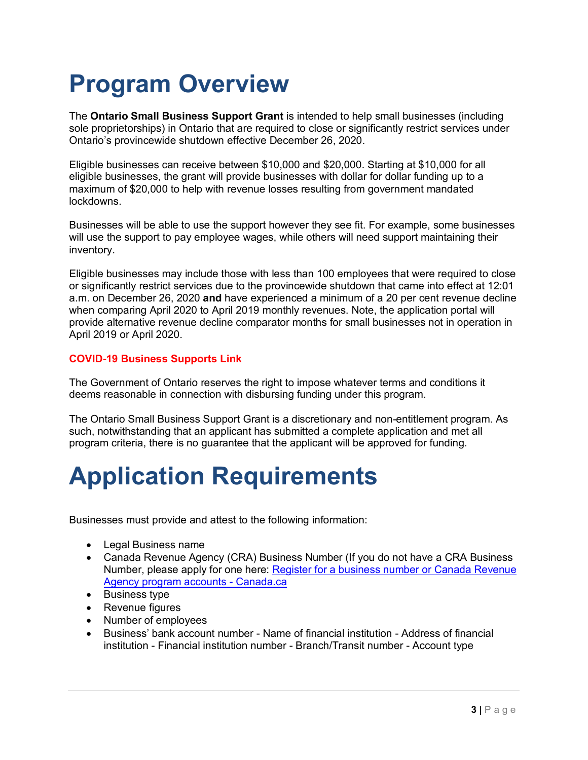# Program Overview

The **Ontario Small Business Support Grant** is intended to help small businesses (including sole proprietorships) in Ontario that are required to close or significantly restrict services under Ontario's provincewide shutdown effective December 26, 2020.

Eligible businesses can receive between $10,000 and $20,000. Starting at $10,000 for all eligible businesses, the grant will provide businesses with dollar for dollar funding up to a maximum of $20,000 to help with revenue losses resulting from government mandated lockdowns.

Businesses will be able to use the support however they see fit. For example, some businesses will use the support to pay employee wages, while others will need support maintaining their inventory.

Eligible businesses may include those with less than 100 employees that were required to close or significantly restrict services due to the provincewide shutdown that came into effect at 12:01 a.m. on December 26, 2020 **and** have experienced a minimum of a 20 per cent revenue decline when comparing April 2020 to April 2019 monthly revenues. Note, the application portal will provide alternative revenue decline comparator months for small businesses not in operation in April 2019 or April 2020.

**COVID-19 Business Supports Link**

The Government of Ontario reserves the right to impose whatever terms and conditions it deems reasonable in connection with disbursing funding under this program.

The Ontario Small Business Support Grant is a discretionary and non-entitlement program. As such, notwithstanding that an applicant has submitted a complete application and met all program criteria, there is no guarantee that the applicant will be approved for funding.

# Application Requirements

Businesses must provide and attest to the following information:

- Legal Business name
- Canada Revenue Agency (CRA) Business Number (If you do not have a CRA Business Number, please apply for one here: [Register for a business number or Canada Revenue Agency program accounts - Canada.ca]())
- Business type
- Revenue figures
- Number of employees
- Business' bank account number - Name of financial institution - Address of financial institution - Financial institution number - Branch/Transit number - Account type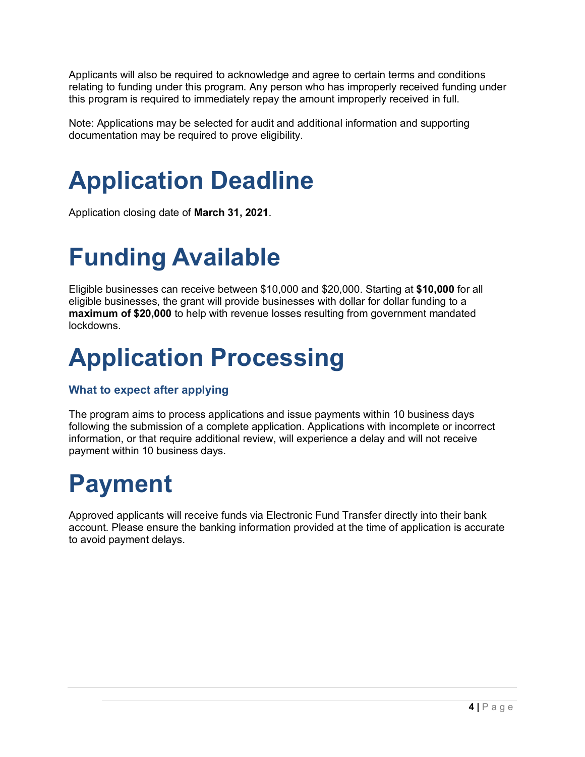Applicants will also be required to acknowledge and agree to certain terms and conditions relating to funding under this program. Any person who has improperly received funding under this program is required to immediately repay the amount improperly received in full.

Note: Applications may be selected for audit and additional information and supporting documentation may be required to prove eligibility.

# Application Deadline

Application closing date of **March 31, 2021**.

# Funding Available

Eligible businesses can receive between $10,000 and $20,000. Starting at **$10,000** for all eligible businesses, the grant will provide businesses with dollar for dollar funding to a **maximum of $20,000** to help with revenue losses resulting from government mandated lockdowns.

# Application Processing

### What to expect after applying

The program aims to process applications and issue payments within 10 business days following the submission of a complete application. Applications with incomplete or incorrect information, or that require additional review, will experience a delay and will not receive payment within 10 business days.

# Payment

Approved applicants will receive funds via Electronic Fund Transfer directly into their bank account. Please ensure the banking information provided at the time of application is accurate to avoid payment delays.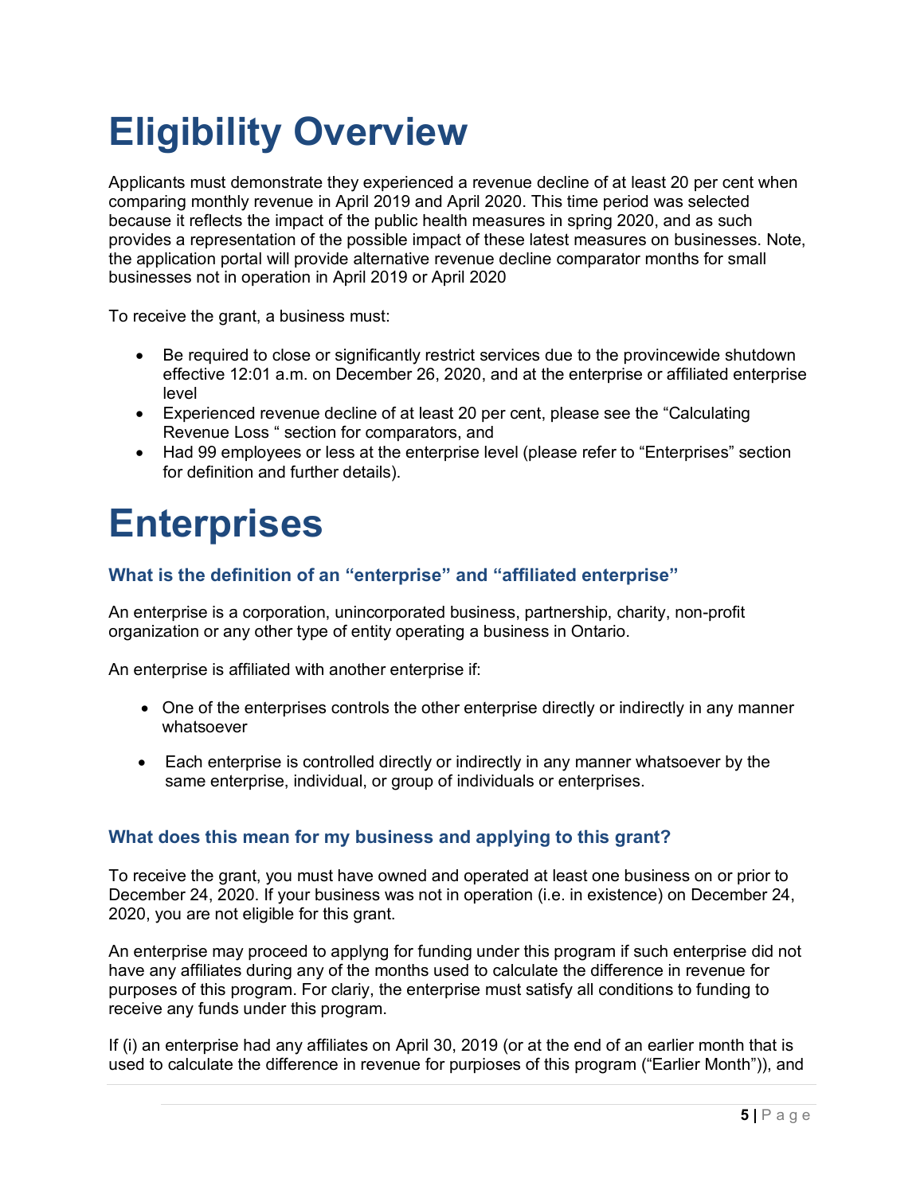# Eligibility Overview

Applicants must demonstrate they experienced a revenue decline of at least 20 per cent when comparing monthly revenue in April 2019 and April 2020. This time period was selected because it reflects the impact of the public health measures in spring 2020, and as such provides a representation of the possible impact of these latest measures on businesses. Note, the application portal will provide alternative revenue decline comparator months for small businesses not in operation in April 2019 or April 2020

To receive the grant, a business must:

- Be required to close or significantly restrict services due to the provincewide shutdown effective 12:01 a.m. on December 26, 2020, and at the enterprise or affiliated enterprise level
- Experienced revenue decline of at least 20 per cent, please see the "Calculating Revenue Loss " section for comparators, and
- Had 99 employees or less at the enterprise level (please refer to "Enterprises" section for definition and further details).

# Enterprises

### What is the definition of an "enterprise" and "affiliated enterprise"

An enterprise is a corporation, unincorporated business, partnership, charity, non-profit organization or any other type of entity operating a business in Ontario.

An enterprise is affiliated with another enterprise if:

- One of the enterprises controls the other enterprise directly or indirectly in any manner whatsoever
- Each enterprise is controlled directly or indirectly in any manner whatsoever by the same enterprise, individual, or group of individuals or enterprises.

### What does this mean for my business and applying to this grant?

To receive the grant, you must have owned and operated at least one business on or prior to December 24, 2020. If your business was not in operation (i.e. in existence) on December 24, 2020, you are not eligible for this grant.

An enterprise may proceed to applyng for funding under this program if such enterprise did not have any affiliates during any of the months used to calculate the difference in revenue for purposes of this program. For clariy, the enterprise must satisfy all conditions to funding to receive any funds under this program.

If (i) an enterprise had any affiliates on April 30, 2019 (or at the end of an earlier month that is used to calculate the difference in revenue for purpioses of this program ("Earlier Month")), and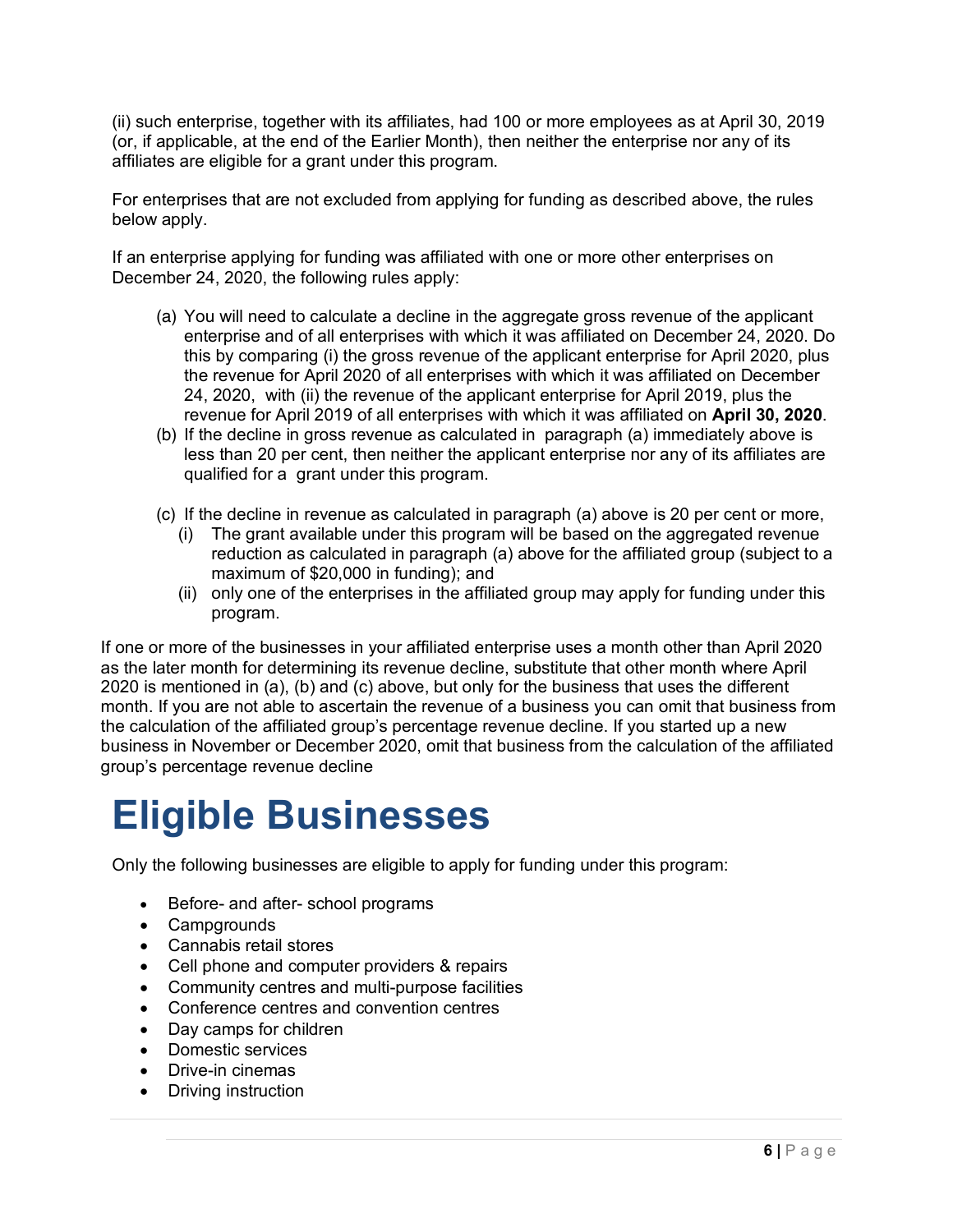(ii) such enterprise, together with its affiliates, had 100 or more employees as at April 30, 2019 (or, if applicable, at the end of the Earlier Month), then neither the enterprise nor any of its affiliates are eligible for a grant under this program.

For enterprises that are not excluded from applying for funding as described above, the rules below apply.

If an enterprise applying for funding was affiliated with one or more other enterprises on December 24, 2020, the following rules apply:

(a) You will need to calculate a decline in the aggregate gross revenue of the applicant enterprise and of all enterprises with which it was affiliated on December 24, 2020. Do this by comparing (i) the gross revenue of the applicant enterprise for April 2020, plus the revenue for April 2020 of all enterprises with which it was affiliated on December 24, 2020, with (ii) the revenue of the applicant enterprise for April 2019, plus the revenue for April 2019 of all enterprises with which it was affiliated on **April 30, 2020**.

(b) If the decline in gross revenue as calculated in paragraph (a) immediately above is less than 20 per cent, then neither the applicant enterprise nor any of its affiliates are qualified for a grant under this program.

(c) If the decline in revenue as calculated in paragraph (a) above is 20 per cent or more,
   (i) The grant available under this program will be based on the aggregated revenue reduction as calculated in paragraph (a) above for the affiliated group (subject to a maximum of $20,000 in funding); and
   (ii) only one of the enterprises in the affiliated group may apply for funding under this program.

If one or more of the businesses in your affiliated enterprise uses a month other than April 2020 as the later month for determining its revenue decline, substitute that other month where April 2020 is mentioned in (a), (b) and (c) above, but only for the business that uses the different month. If you are not able to ascertain the revenue of a business you can omit that business from the calculation of the affiliated group's percentage revenue decline. If you started up a new business in November or December 2020, omit that business from the calculation of the affiliated group's percentage revenue decline

# Eligible Businesses

Only the following businesses are eligible to apply for funding under this program:

- Before- and after- school programs
- Campgrounds
- Cannabis retail stores
- Cell phone and computer providers & repairs
- Community centres and multi-purpose facilities
- Conference centres and convention centres
- Day camps for children
- Domestic services
- Drive-in cinemas
- Driving instruction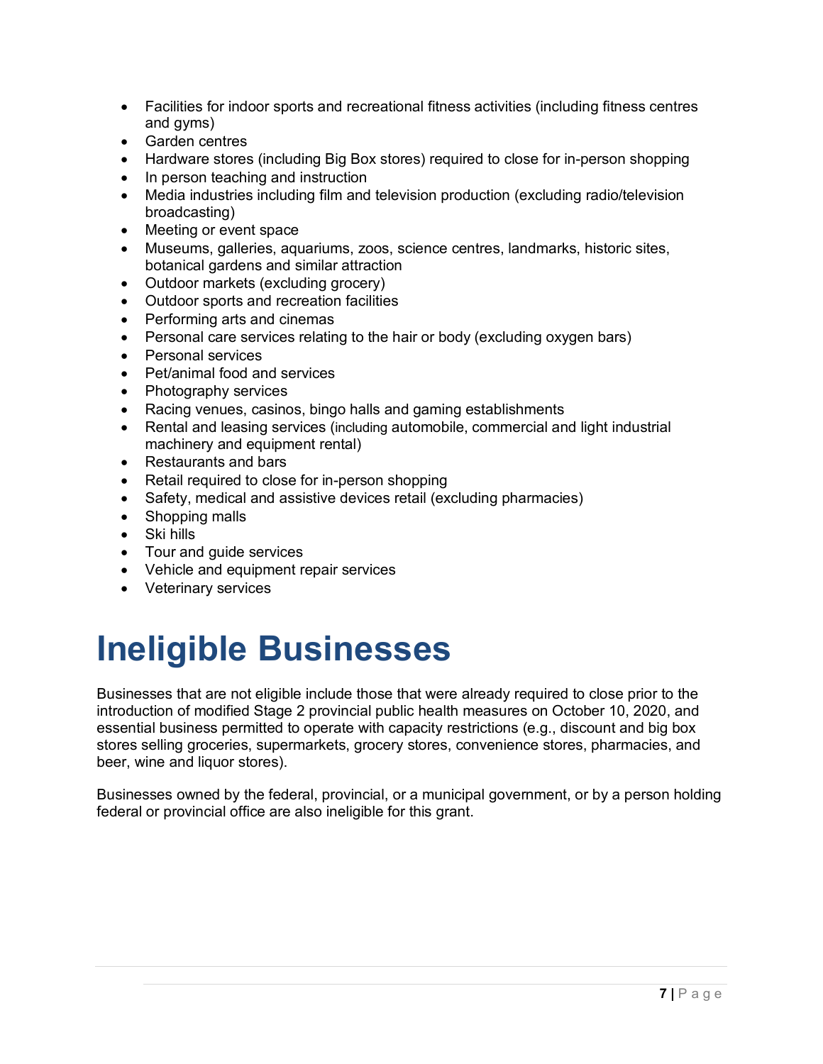- Facilities for indoor sports and recreational fitness activities (including fitness centres and gyms)
- Garden centres
- Hardware stores (including Big Box stores) required to close for in-person shopping
- In person teaching and instruction
- Media industries including film and television production (excluding radio/television broadcasting)
- Meeting or event space
- Museums, galleries, aquariums, zoos, science centres, landmarks, historic sites, botanical gardens and similar attraction
- Outdoor markets (excluding grocery)
- Outdoor sports and recreation facilities
- Performing arts and cinemas
- Personal care services relating to the hair or body (excluding oxygen bars)
- Personal services
- Pet/animal food and services
- Photography services
- Racing venues, casinos, bingo halls and gaming establishments
- Rental and leasing services (including automobile, commercial and light industrial machinery and equipment rental)
- Restaurants and bars
- Retail required to close for in-person shopping
- Safety, medical and assistive devices retail (excluding pharmacies)
- Shopping malls
- Ski hills
- Tour and guide services
- Vehicle and equipment repair services
- Veterinary services

# Ineligible Businesses

Businesses that are not eligible include those that were already required to close prior to the introduction of modified Stage 2 provincial public health measures on October 10, 2020, and essential business permitted to operate with capacity restrictions (e.g., discount and big box stores selling groceries, supermarkets, grocery stores, convenience stores, pharmacies, and beer, wine and liquor stores).

Businesses owned by the federal, provincial, or a municipal government, or by a person holding federal or provincial office are also ineligible for this grant.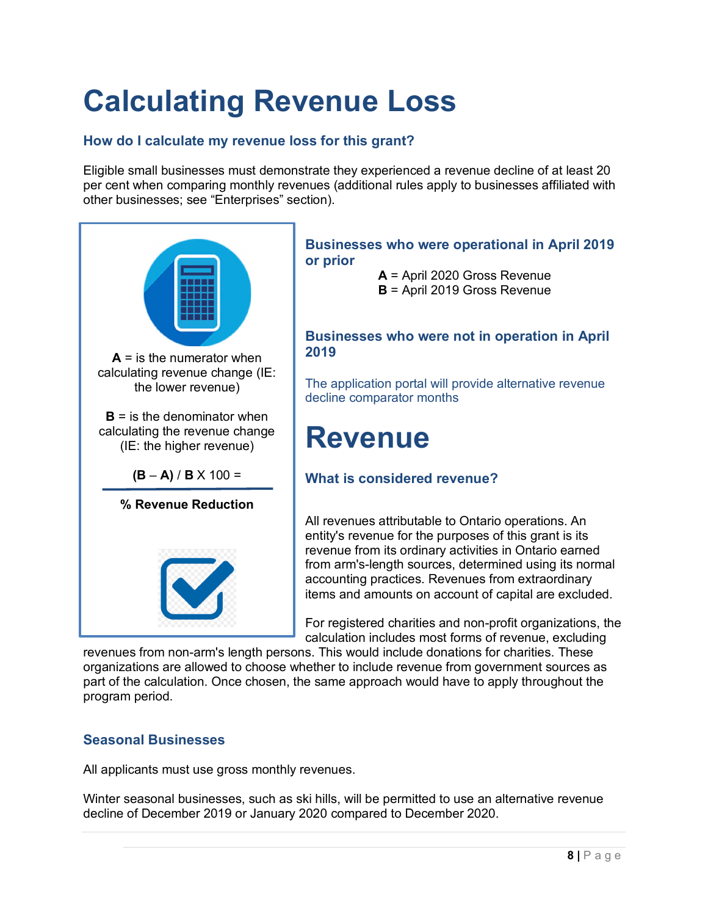# Calculating Revenue Loss

### How do I calculate my revenue loss for this grant?

Eligible small businesses must demonstrate they experienced a revenue decline of at least 20 per cent when comparing monthly revenues (additional rules apply to businesses affiliated with other businesses; see "Enterprises" section).

**A** = is the numerator when calculating revenue change (IE: the lower revenue)

**B** = is the denominator when calculating the revenue change (IE: the higher revenue)

**(B – A)** / **B** X 100 =

**% Revenue Reduction**

### Businesses who were operational in April 2019 or prior

**A** = April 2020 Gross Revenue
**B** = April 2019 Gross Revenue

### Businesses who were not in operation in April 2019

The application portal will provide alternative revenue decline comparator months

# Revenue

### What is considered revenue?

All revenues attributable to Ontario operations. An entity's revenue for the purposes of this grant is its revenue from its ordinary activities in Ontario earned from arm's-length sources, determined using its normal accounting practices. Revenues from extraordinary items and amounts on account of capital are excluded.

For registered charities and non-profit organizations, the calculation includes most forms of revenue, excluding revenues from non-arm's length persons. This would include donations for charities. These organizations are allowed to choose whether to include revenue from government sources as part of the calculation. Once chosen, the same approach would have to apply throughout the program period.

### Seasonal Businesses

All applicants must use gross monthly revenues.

Winter seasonal businesses, such as ski hills, will be permitted to use an alternative revenue decline of December 2019 or January 2020 compared to December 2020.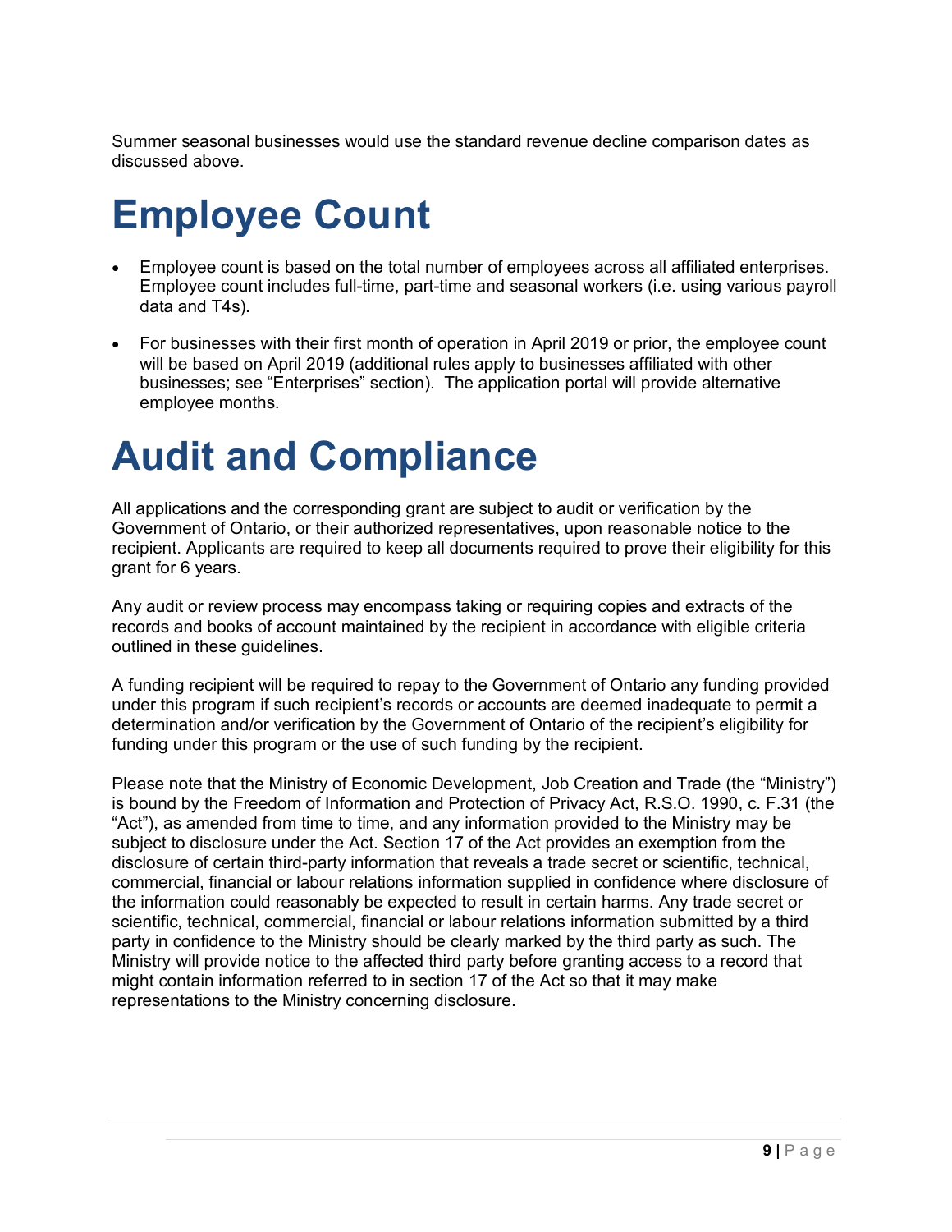Summer seasonal businesses would use the standard revenue decline comparison dates as discussed above.

# Employee Count

- Employee count is based on the total number of employees across all affiliated enterprises. Employee count includes full-time, part-time and seasonal workers (i.e. using various payroll data and T4s).
- For businesses with their first month of operation in April 2019 or prior, the employee count will be based on April 2019 (additional rules apply to businesses affiliated with other businesses; see "Enterprises" section). The application portal will provide alternative employee months.

# Audit and Compliance

All applications and the corresponding grant are subject to audit or verification by the Government of Ontario, or their authorized representatives, upon reasonable notice to the recipient. Applicants are required to keep all documents required to prove their eligibility for this grant for 6 years.

Any audit or review process may encompass taking or requiring copies and extracts of the records and books of account maintained by the recipient in accordance with eligible criteria outlined in these guidelines.

A funding recipient will be required to repay to the Government of Ontario any funding provided under this program if such recipient's records or accounts are deemed inadequate to permit a determination and/or verification by the Government of Ontario of the recipient's eligibility for funding under this program or the use of such funding by the recipient.

Please note that the Ministry of Economic Development, Job Creation and Trade (the "Ministry") is bound by the Freedom of Information and Protection of Privacy Act, R.S.O. 1990, c. F.31 (the "Act"), as amended from time to time, and any information provided to the Ministry may be subject to disclosure under the Act. Section 17 of the Act provides an exemption from the disclosure of certain third-party information that reveals a trade secret or scientific, technical, commercial, financial or labour relations information supplied in confidence where disclosure of the information could reasonably be expected to result in certain harms. Any trade secret or scientific, technical, commercial, financial or labour relations information submitted by a third party in confidence to the Ministry should be clearly marked by the third party as such. The Ministry will provide notice to the affected third party before granting access to a record that might contain information referred to in section 17 of the Act so that it may make representations to the Ministry concerning disclosure.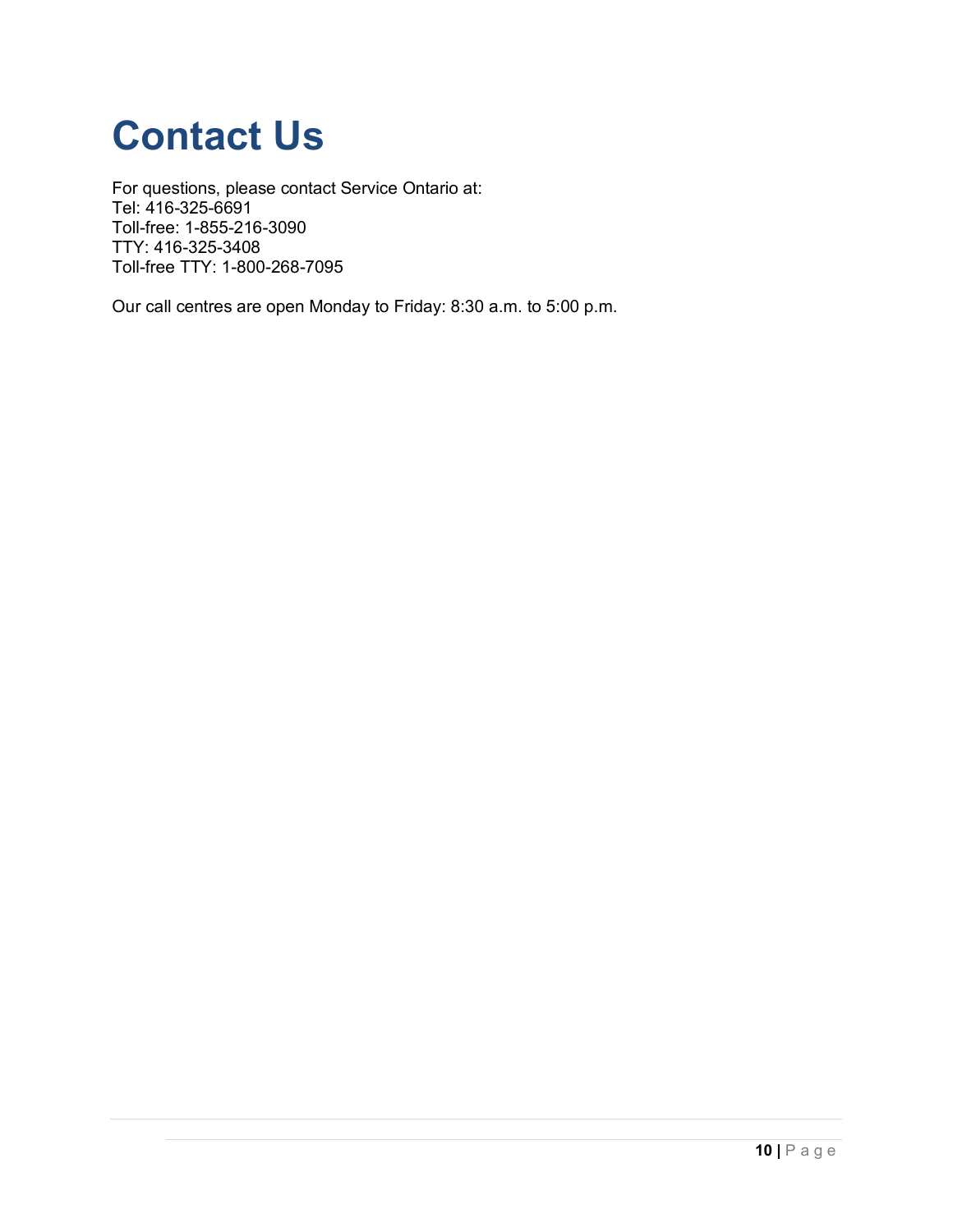# Contact Us

For questions, please contact Service Ontario at:
Tel: 416-325-6691
Toll-free: 1-855-216-3090
TTY: 416-325-3408
Toll-free TTY: 1-800-268-7095

Our call centres are open Monday to Friday: 8:30 a.m. to 5:00 p.m.